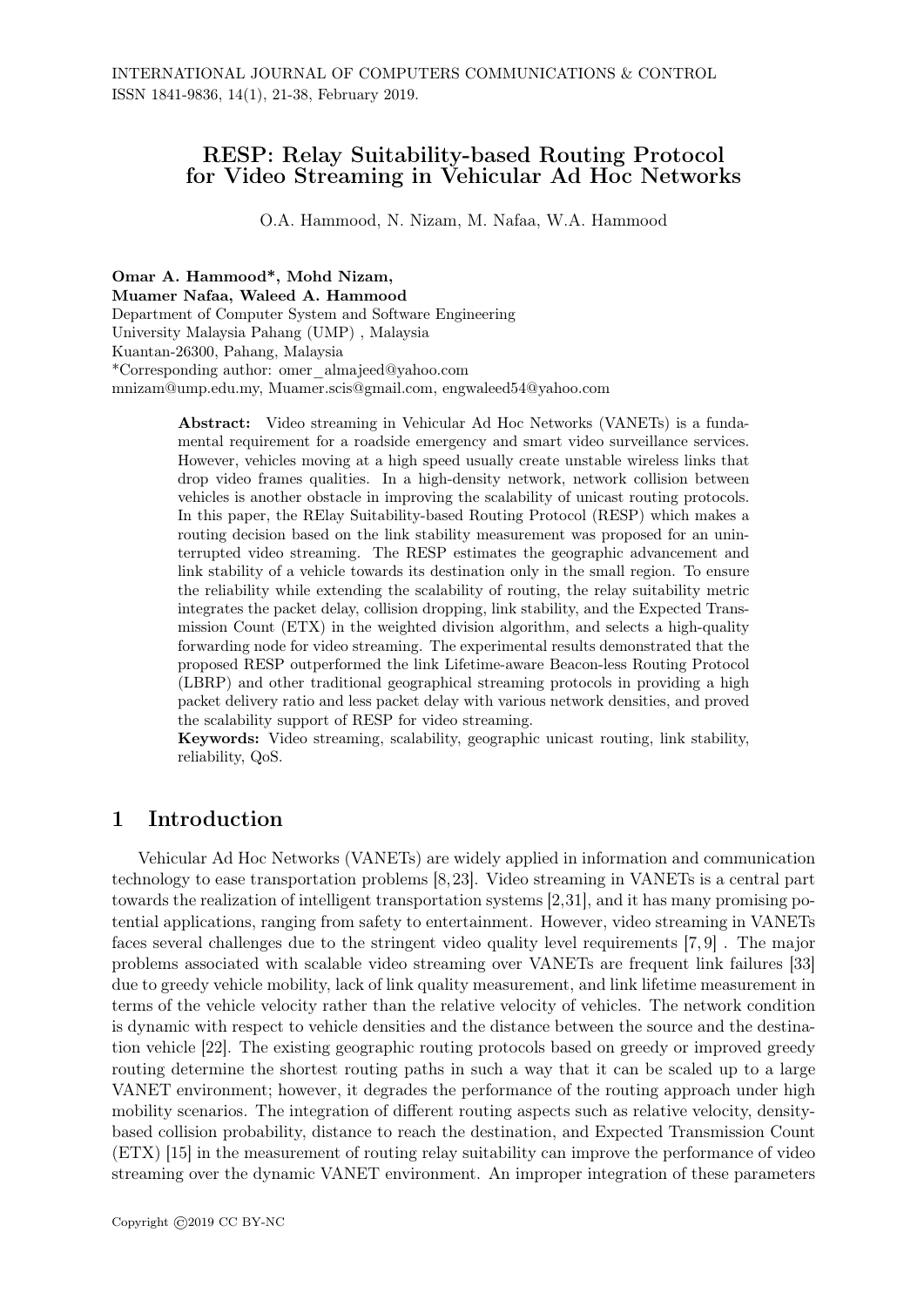# RESP: Relay Suitability-based Routing Protocol for Video Streaming in Vehicular Ad Hoc Networks

O.A. Hammood, N. Nizam, M. Nafaa, W.A. Hammood

**Omar A. Hammood*, Mohd Nizam, Muamer Nafaa, Waleed A. Hammood**
Department of Computer System and Software Engineering
University Malaysia Pahang (UMP) , Malaysia
Kuantan-26300, Pahang, Malaysia
*Corresponding author: omer_almajeed@yahoo.com
mnizam@ump.edu.my, Muamer.scis@gmail.com, engwaleed54@yahoo.com

**Abstract:** Video streaming in Vehicular Ad Hoc Networks (VANETs) is a fundamental requirement for a roadside emergency and smart video surveillance services. However, vehicles moving at a high speed usually create unstable wireless links that drop video frames qualities. In a high-density network, network collision between vehicles is another obstacle in improving the scalability of unicast routing protocols. In this paper, the RElay Suitability-based Routing Protocol (RESP) which makes a routing decision based on the link stability measurement was proposed for an uninterrupted video streaming. The RESP estimates the geographic advancement and link stability of a vehicle towards its destination only in the small region. To ensure the reliability while extending the scalability of routing, the relay suitability metric integrates the packet delay, collision dropping, link stability, and the Expected Transmission Count (ETX) in the weighted division algorithm, and selects a high-quality forwarding node for video streaming. The experimental results demonstrated that the proposed RESP outperformed the link Lifetime-aware Beacon-less Routing Protocol (LBRP) and other traditional geographical streaming protocols in providing a high packet delivery ratio and less packet delay with various network densities, and proved the scalability support of RESP for video streaming.
**Keywords:** Video streaming, scalability, geographic unicast routing, link stability, reliability, QoS.

## 1 Introduction

Vehicular Ad Hoc Networks (VANETs) are widely applied in information and communication technology to ease transportation problems [8,23]. Video streaming in VANETs is a central part towards the realization of intelligent transportation systems [2,31], and it has many promising potential applications, ranging from safety to entertainment. However, video streaming in VANETs faces several challenges due to the stringent video quality level requirements [7,9] . The major problems associated with scalable video streaming over VANETs are frequent link failures [33] due to greedy vehicle mobility, lack of link quality measurement, and link lifetime measurement in terms of the vehicle velocity rather than the relative velocity of vehicles. The network condition is dynamic with respect to vehicle densities and the distance between the source and the destination vehicle [22]. The existing geographic routing protocols based on greedy or improved greedy routing determine the shortest routing paths in such a way that it can be scaled up to a large VANET environment; however, it degrades the performance of the routing approach under high mobility scenarios. The integration of different routing aspects such as relative velocity, density-based collision probability, distance to reach the destination, and Expected Transmission Count (ETX) [15] in the measurement of routing relay suitability can improve the performance of video streaming over the dynamic VANET environment. An improper integration of these parameters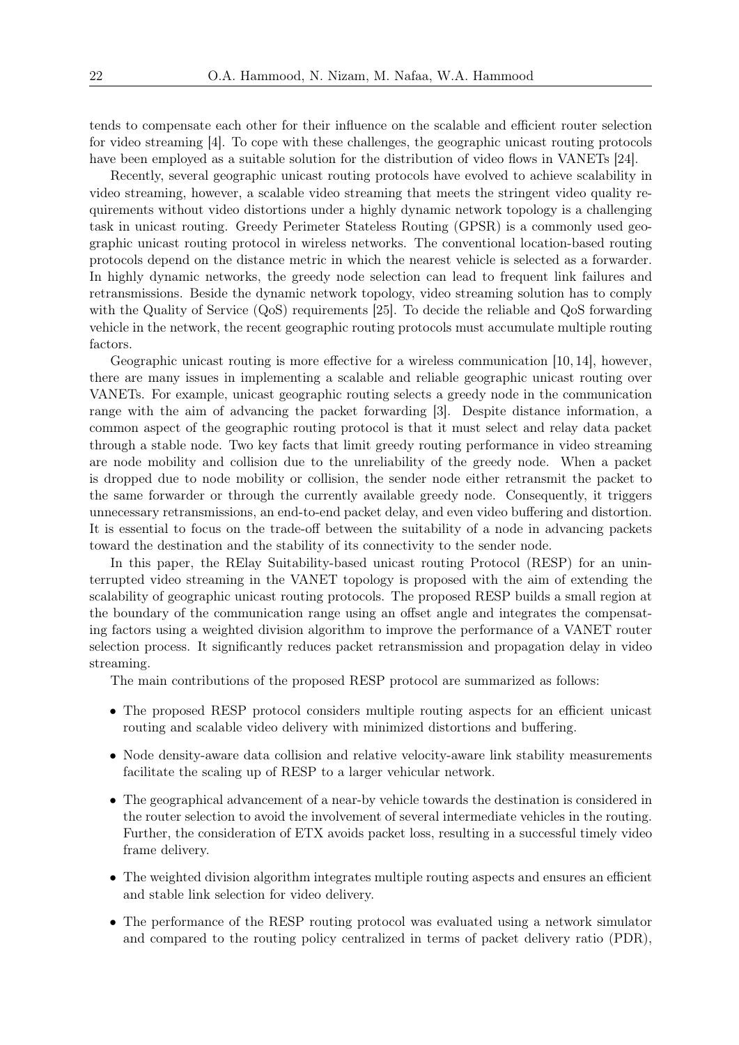tends to compensate each other for their influence on the scalable and efficient router selection for video streaming [4]. To cope with these challenges, the geographic unicast routing protocols have been employed as a suitable solution for the distribution of video flows in VANETs [24].

Recently, several geographic unicast routing protocols have evolved to achieve scalability in video streaming, however, a scalable video streaming that meets the stringent video quality requirements without video distortions under a highly dynamic network topology is a challenging task in unicast routing. Greedy Perimeter Stateless Routing (GPSR) is a commonly used geographic unicast routing protocol in wireless networks. The conventional location-based routing protocols depend on the distance metric in which the nearest vehicle is selected as a forwarder. In highly dynamic networks, the greedy node selection can lead to frequent link failures and retransmissions. Beside the dynamic network topology, video streaming solution has to comply with the Quality of Service (QoS) requirements [25]. To decide the reliable and QoS forwarding vehicle in the network, the recent geographic routing protocols must accumulate multiple routing factors.

Geographic unicast routing is more effective for a wireless communication [10, 14], however, there are many issues in implementing a scalable and reliable geographic unicast routing over VANETs. For example, unicast geographic routing selects a greedy node in the communication range with the aim of advancing the packet forwarding [3]. Despite distance information, a common aspect of the geographic routing protocol is that it must select and relay data packet through a stable node. Two key facts that limit greedy routing performance in video streaming are node mobility and collision due to the unreliability of the greedy node. When a packet is dropped due to node mobility or collision, the sender node either retransmit the packet to the same forwarder or through the currently available greedy node. Consequently, it triggers unnecessary retransmissions, an end-to-end packet delay, and even video buffering and distortion. It is essential to focus on the trade-off between the suitability of a node in advancing packets toward the destination and the stability of its connectivity to the sender node.

In this paper, the RElay Suitability-based unicast routing Protocol (RESP) for an uninterrupted video streaming in the VANET topology is proposed with the aim of extending the scalability of geographic unicast routing protocols. The proposed RESP builds a small region at the boundary of the communication range using an offset angle and integrates the compensating factors using a weighted division algorithm to improve the performance of a VANET router selection process. It significantly reduces packet retransmission and propagation delay in video streaming.

The main contributions of the proposed RESP protocol are summarized as follows:

- The proposed RESP protocol considers multiple routing aspects for an efficient unicast routing and scalable video delivery with minimized distortions and buffering.
- Node density-aware data collision and relative velocity-aware link stability measurements facilitate the scaling up of RESP to a larger vehicular network.
- The geographical advancement of a near-by vehicle towards the destination is considered in the router selection to avoid the involvement of several intermediate vehicles in the routing. Further, the consideration of ETX avoids packet loss, resulting in a successful timely video frame delivery.
- The weighted division algorithm integrates multiple routing aspects and ensures an efficient and stable link selection for video delivery.
- The performance of the RESP routing protocol was evaluated using a network simulator and compared to the routing policy centralized in terms of packet delivery ratio (PDR),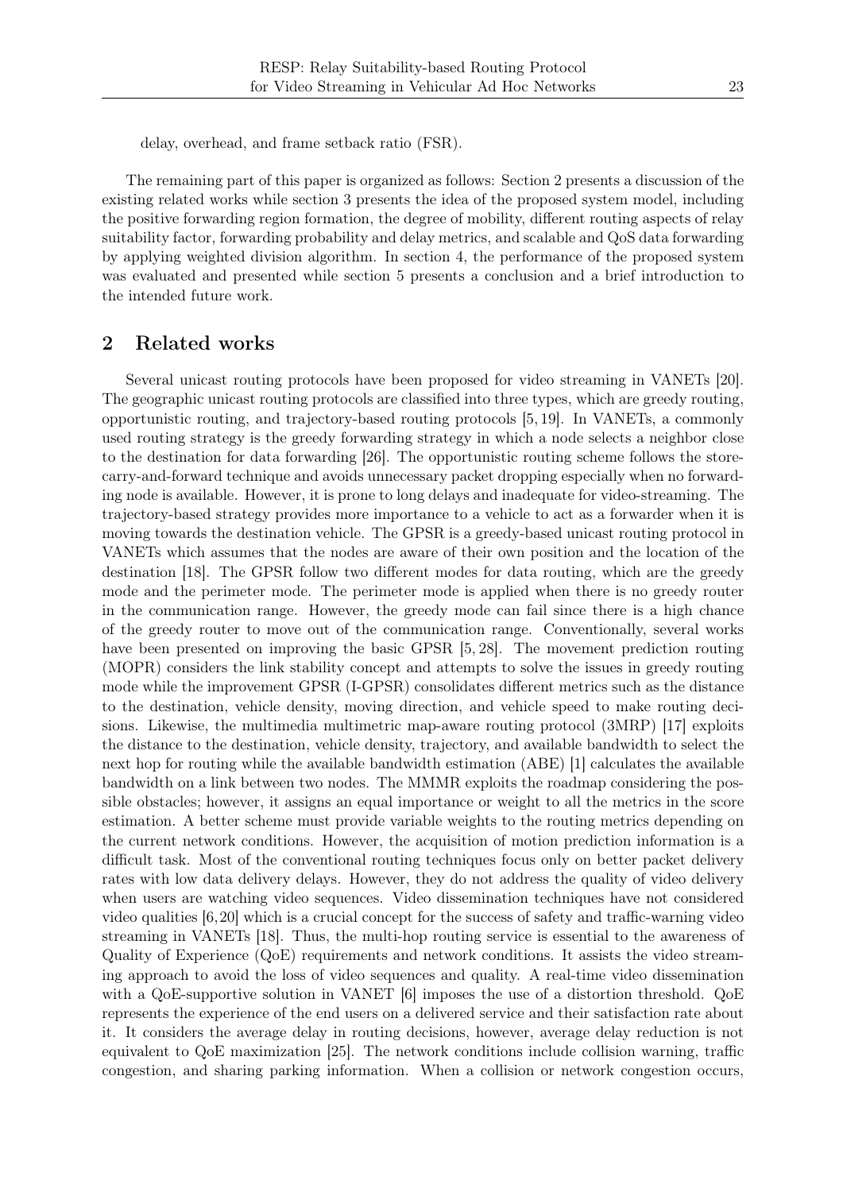delay, overhead, and frame setback ratio (FSR).

The remaining part of this paper is organized as follows: Section 2 presents a discussion of the existing related works while section 3 presents the idea of the proposed system model, including the positive forwarding region formation, the degree of mobility, different routing aspects of relay suitability factor, forwarding probability and delay metrics, and scalable and QoS data forwarding by applying weighted division algorithm. In section 4, the performance of the proposed system was evaluated and presented while section 5 presents a conclusion and a brief introduction to the intended future work.

## 2 Related works

Several unicast routing protocols have been proposed for video streaming in VANETs [20]. The geographic unicast routing protocols are classified into three types, which are greedy routing, opportunistic routing, and trajectory-based routing protocols [5, 19]. In VANETs, a commonly used routing strategy is the greedy forwarding strategy in which a node selects a neighbor close to the destination for data forwarding [26]. The opportunistic routing scheme follows the store-carry-and-forward technique and avoids unnecessary packet dropping especially when no forwarding node is available. However, it is prone to long delays and inadequate for video-streaming. The trajectory-based strategy provides more importance to a vehicle to act as a forwarder when it is moving towards the destination vehicle. The GPSR is a greedy-based unicast routing protocol in VANETs which assumes that the nodes are aware of their own position and the location of the destination [18]. The GPSR follow two different modes for data routing, which are the greedy mode and the perimeter mode. The perimeter mode is applied when there is no greedy router in the communication range. However, the greedy mode can fail since there is a high chance of the greedy router to move out of the communication range. Conventionally, several works have been presented on improving the basic GPSR [5, 28]. The movement prediction routing (MOPR) considers the link stability concept and attempts to solve the issues in greedy routing mode while the improvement GPSR (I-GPSR) consolidates different metrics such as the distance to the destination, vehicle density, moving direction, and vehicle speed to make routing decisions. Likewise, the multimedia multimetric map-aware routing protocol (3MRP) [17] exploits the distance to the destination, vehicle density, trajectory, and available bandwidth to select the next hop for routing while the available bandwidth estimation (ABE) [1] calculates the available bandwidth on a link between two nodes. The MMMR exploits the roadmap considering the possible obstacles; however, it assigns an equal importance or weight to all the metrics in the score estimation. A better scheme must provide variable weights to the routing metrics depending on the current network conditions. However, the acquisition of motion prediction information is a difficult task. Most of the conventional routing techniques focus only on better packet delivery rates with low data delivery delays. However, they do not address the quality of video delivery when users are watching video sequences. Video dissemination techniques have not considered video qualities [6, 20] which is a crucial concept for the success of safety and traffic-warning video streaming in VANETs [18]. Thus, the multi-hop routing service is essential to the awareness of Quality of Experience (QoE) requirements and network conditions. It assists the video streaming approach to avoid the loss of video sequences and quality. A real-time video dissemination with a QoE-supportive solution in VANET [6] imposes the use of a distortion threshold. QoE represents the experience of the end users on a delivered service and their satisfaction rate about it. It considers the average delay in routing decisions, however, average delay reduction is not equivalent to QoE maximization [25]. The network conditions include collision warning, traffic congestion, and sharing parking information. When a collision or network congestion occurs,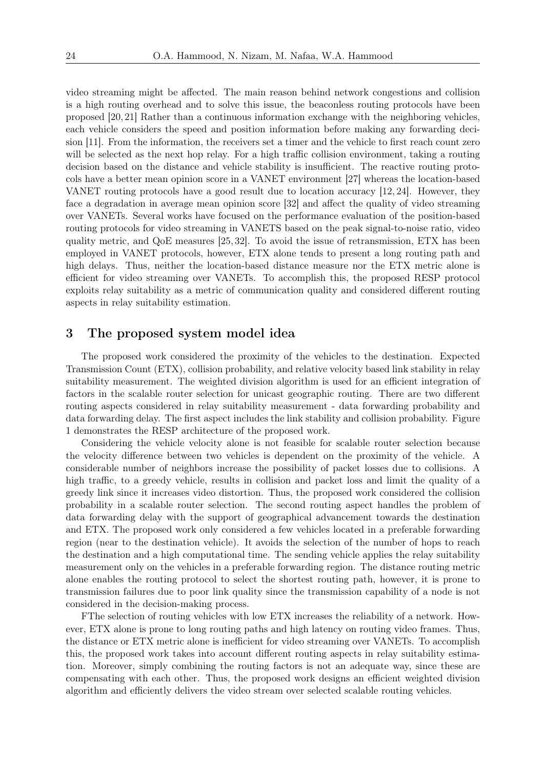video streaming might be affected. The main reason behind network congestions and collision is a high routing overhead and to solve this issue, the beaconless routing protocols have been proposed [20, 21] Rather than a continuous information exchange with the neighboring vehicles, each vehicle considers the speed and position information before making any forwarding decision [11]. From the information, the receivers set a timer and the vehicle to first reach count zero will be selected as the next hop relay. For a high traffic collision environment, taking a routing decision based on the distance and vehicle stability is insufficient. The reactive routing protocols have a better mean opinion score in a VANET environment [27] whereas the location-based VANET routing protocols have a good result due to location accuracy [12, 24]. However, they face a degradation in average mean opinion score [32] and affect the quality of video streaming over VANETs. Several works have focused on the performance evaluation of the position-based routing protocols for video streaming in VANETS based on the peak signal-to-noise ratio, video quality metric, and QoE measures [25, 32]. To avoid the issue of retransmission, ETX has been employed in VANET protocols, however, ETX alone tends to present a long routing path and high delays. Thus, neither the location-based distance measure nor the ETX metric alone is efficient for video streaming over VANETs. To accomplish this, the proposed RESP protocol exploits relay suitability as a metric of communication quality and considered different routing aspects in relay suitability estimation.

## 3 The proposed system model idea

The proposed work considered the proximity of the vehicles to the destination. Expected Transmission Count (ETX), collision probability, and relative velocity based link stability in relay suitability measurement. The weighted division algorithm is used for an efficient integration of factors in the scalable router selection for unicast geographic routing. There are two different routing aspects considered in relay suitability measurement - data forwarding probability and data forwarding delay. The first aspect includes the link stability and collision probability. Figure 1 demonstrates the RESP architecture of the proposed work.

Considering the vehicle velocity alone is not feasible for scalable router selection because the velocity difference between two vehicles is dependent on the proximity of the vehicle. A considerable number of neighbors increase the possibility of packet losses due to collisions. A high traffic, to a greedy vehicle, results in collision and packet loss and limit the quality of a greedy link since it increases video distortion. Thus, the proposed work considered the collision probability in a scalable router selection. The second routing aspect handles the problem of data forwarding delay with the support of geographical advancement towards the destination and ETX. The proposed work only considered a few vehicles located in a preferable forwarding region (near to the destination vehicle). It avoids the selection of the number of hops to reach the destination and a high computational time. The sending vehicle applies the relay suitability measurement only on the vehicles in a preferable forwarding region. The distance routing metric alone enables the routing protocol to select the shortest routing path, however, it is prone to transmission failures due to poor link quality since the transmission capability of a node is not considered in the decision-making process.

FThe selection of routing vehicles with low ETX increases the reliability of a network. However, ETX alone is prone to long routing paths and high latency on routing video frames. Thus, the distance or ETX metric alone is inefficient for video streaming over VANETs. To accomplish this, the proposed work takes into account different routing aspects in relay suitability estimation. Moreover, simply combining the routing factors is not an adequate way, since these are compensating with each other. Thus, the proposed work designs an efficient weighted division algorithm and efficiently delivers the video stream over selected scalable routing vehicles.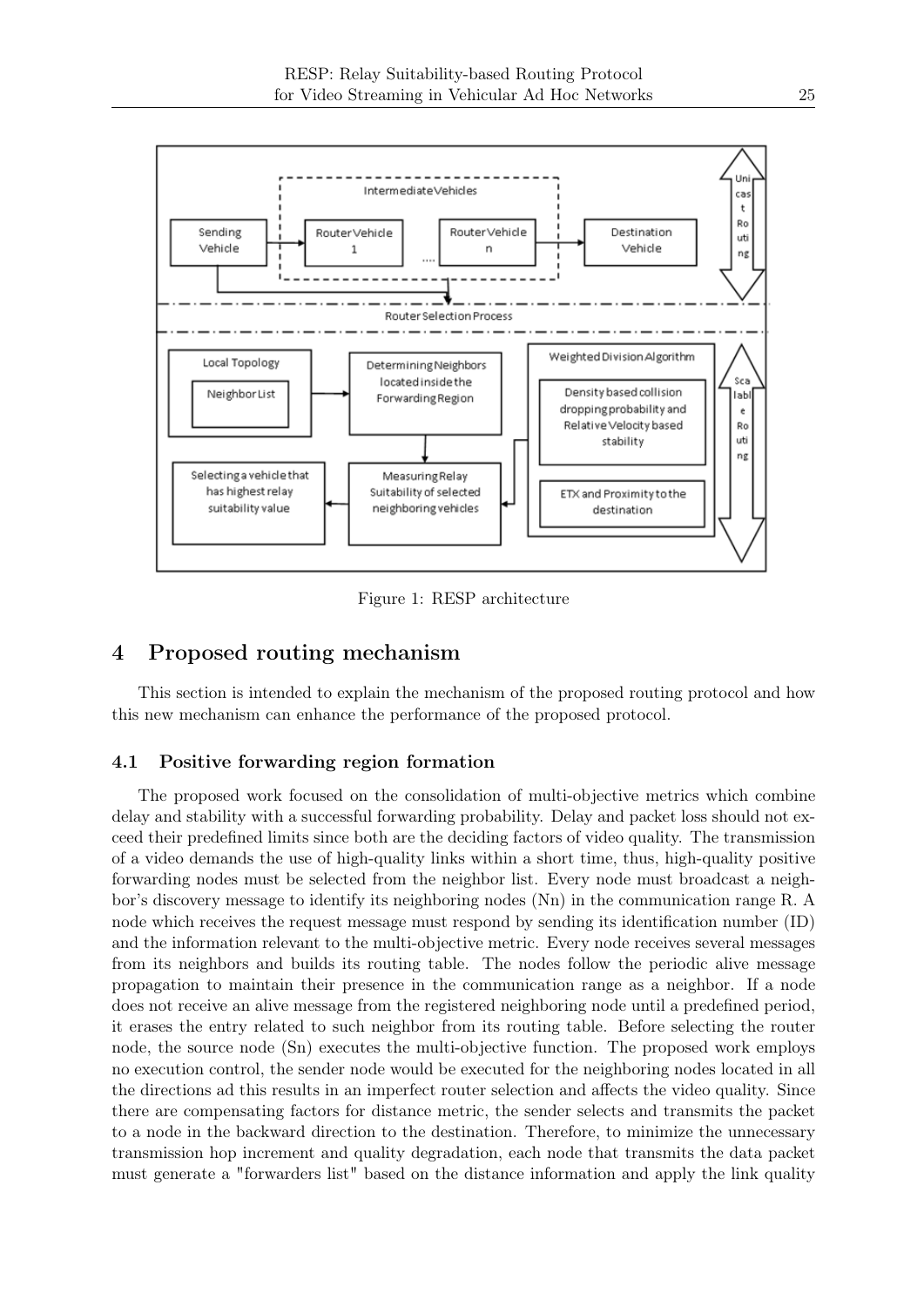Figure 1: RESP architecture

## 4 Proposed routing mechanism

This section is intended to explain the mechanism of the proposed routing protocol and how this new mechanism can enhance the performance of the proposed protocol.

### 4.1 Positive forwarding region formation

The proposed work focused on the consolidation of multi-objective metrics which combine delay and stability with a successful forwarding probability. Delay and packet loss should not exceed their predefined limits since both are the deciding factors of video quality. The transmission of a video demands the use of high-quality links within a short time, thus, high-quality positive forwarding nodes must be selected from the neighbor list. Every node must broadcast a neighbor's discovery message to identify its neighboring nodes (Nn) in the communication range R. A node which receives the request message must respond by sending its identification number (ID) and the information relevant to the multi-objective metric. Every node receives several messages from its neighbors and builds its routing table. The nodes follow the periodic alive message propagation to maintain their presence in the communication range as a neighbor. If a node does not receive an alive message from the registered neighboring node until a predefined period, it erases the entry related to such neighbor from its routing table. Before selecting the router node, the source node (Sn) executes the multi-objective function. The proposed work employs no execution control, the sender node would be executed for the neighboring nodes located in all the directions ad this results in an imperfect router selection and affects the video quality. Since there are compensating factors for distance metric, the sender selects and transmits the packet to a node in the backward direction to the destination. Therefore, to minimize the unnecessary transmission hop increment and quality degradation, each node that transmits the data packet must generate a "forwarders list" based on the distance information and apply the link quality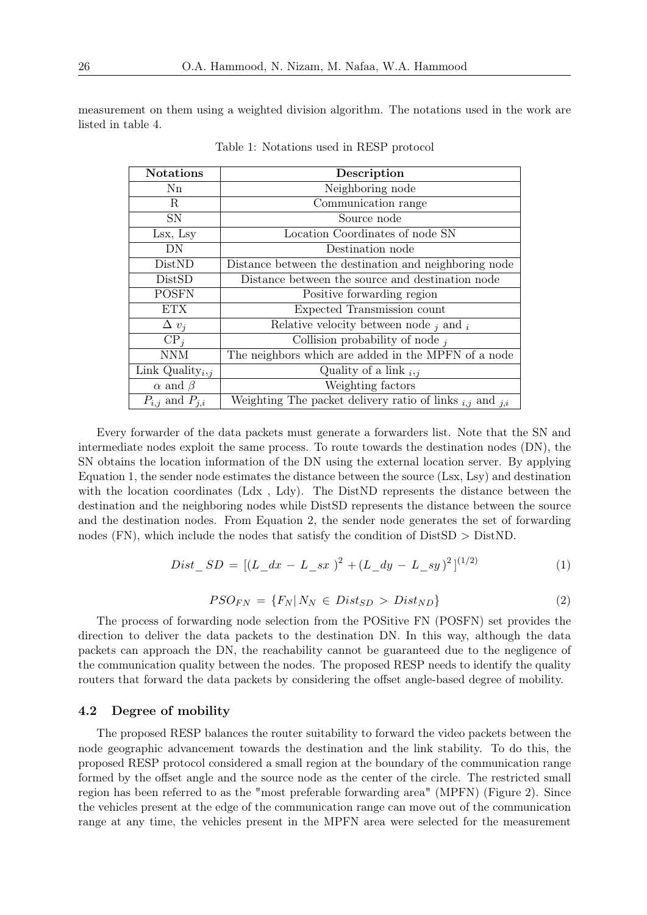measurement on them using a weighted division algorithm. The notations used in the work are listed in table 4.

Table 1: Notations used in RESP protocol

| Notations | Description |
| --- | --- |
| Nn | Neighboring node |
| R | Communication range |
| SN | Source node |
| Lsx, Lsy | Location Coordinates of node SN |
| DN | Destination node |
| DistND | Distance between the destination and neighboring node |
| DistSD | Distance between the source and destination node |
| POSFN | Positive forwarding region |
| ETX | Expected Transmission count |
| $\Delta\ v_j$ | Relative velocity between node $_j$ and $_i$ |
| $\mathrm{CP}_j$ | Collision probability of node $_j$ |
| NNM | The neighbors which are added in the MPFN of a node |
| Link $\mathrm{Quality}_{i,j}$ | Quality of a link $_{i,j}$ |
| $\alpha$ and $\beta$ | Weighting factors |
| $P_{i,j}$ and $P_{j,i}$ | Weighting The packet delivery ratio of links $_{i,j}$ and $_{j,i}$ |

Every forwarder of the data packets must generate a forwarders list. Note that the SN and intermediate nodes exploit the same process. To route towards the destination nodes (DN), the SN obtains the location information of the DN using the external location server. By applying Equation 1, the sender node estimates the distance between the source (Lsx, Lsy) and destination with the location coordinates (Ldx , Ldy). The DistND represents the distance between the destination and the neighboring nodes while DistSD represents the distance between the source and the destination nodes. From Equation 2, the sender node generates the set of forwarding nodes (FN), which include the nodes that satisfy the condition of DistSD > DistND.

$$Dist\_SD = [(L\_dx - L\_sx)^2 + (L\_dy - L\_sy)^2]^{(1/2)} \tag{1}$$

$$PSO_{FN} = \{F_N | N_N \in Dist_{SD} > Dist_{ND}\} \tag{2}$$

The process of forwarding node selection from the POSitive FN (POSFN) set provides the direction to deliver the data packets to the destination DN. In this way, although the data packets can approach the DN, the reachability cannot be guaranteed due to the negligence of the communication quality between the nodes. The proposed RESP needs to identify the quality routers that forward the data packets by considering the offset angle-based degree of mobility.

### 4.2 Degree of mobility

The proposed RESP balances the router suitability to forward the video packets between the node geographic advancement towards the destination and the link stability. To do this, the proposed RESP protocol considered a small region at the boundary of the communication range formed by the offset angle and the source node as the center of the circle. The restricted small region has been referred to as the "most preferable forwarding area" (MPFN) (Figure 2). Since the vehicles present at the edge of the communication range can move out of the communication range at any time, the vehicles present in the MPFN area were selected for the measurement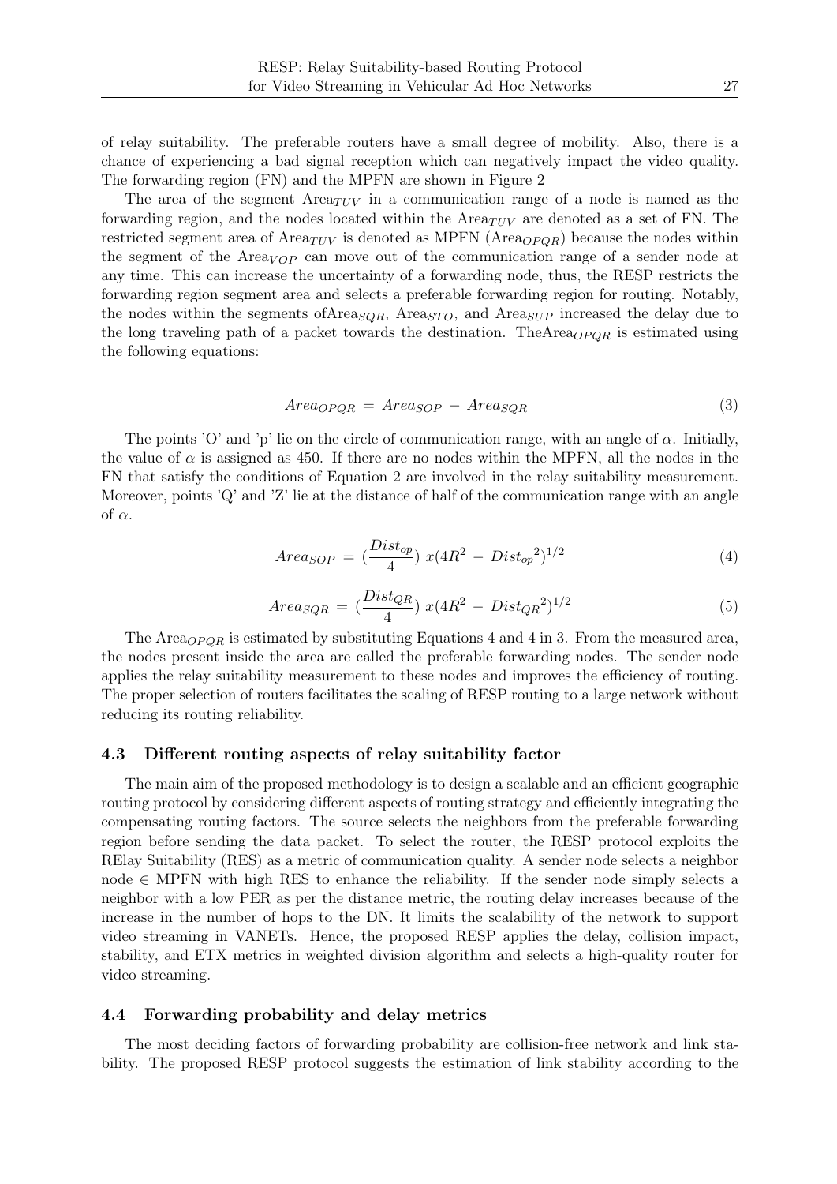of relay suitability. The preferable routers have a small degree of mobility. Also, there is a chance of experiencing a bad signal reception which can negatively impact the video quality. The forwarding region (FN) and the MPFN are shown in Figure 2

The area of the segment $Area_{TUV}$ in a communication range of a node is named as the forwarding region, and the nodes located within the $Area_{TUV}$ are denoted as a set of FN. The restricted segment area of $Area_{TUV}$ is denoted as MPFN ($Area_{OPQR}$) because the nodes within the segment of the $Area_{VOP}$ can move out of the communication range of a sender node at any time. This can increase the uncertainty of a forwarding node, thus, the RESP restricts the forwarding region segment area and selects a preferable forwarding region for routing. Notably, the nodes within the segments of$Area_{SQR}$, $Area_{STO}$, and $Area_{SUP}$ increased the delay due to the long traveling path of a packet towards the destination. The$Area_{OPQR}$ is estimated using the following equations:

$$Area_{OPQR} = Area_{SOP} - Area_{SQR} \tag{3}$$

The points 'O' and 'p' lie on the circle of communication range, with an angle of $\alpha$. Initially, the value of $\alpha$ is assigned as 450. If there are no nodes within the MPFN, all the nodes in the FN that satisfy the conditions of Equation 2 are involved in the relay suitability measurement. Moreover, points 'Q' and 'Z' lie at the distance of half of the communication range with an angle of $\alpha$.

$$Area_{SOP} = (\frac{Dist_{op}}{4})\ x(4R^2 - Dist_{op}{}^2)^{1/2} \tag{4}$$

$$Area_{SQR} = (\frac{Dist_{QR}}{4})\ x(4R^2 - Dist_{QR}{}^2)^{1/2} \tag{5}$$

The $Area_{OPQR}$ is estimated by substituting Equations 4 and 4 in 3. From the measured area, the nodes present inside the area are called the preferable forwarding nodes. The sender node applies the relay suitability measurement to these nodes and improves the efficiency of routing. The proper selection of routers facilitates the scaling of RESP routing to a large network without reducing its routing reliability.

### 4.3 Different routing aspects of relay suitability factor

The main aim of the proposed methodology is to design a scalable and an efficient geographic routing protocol by considering different aspects of routing strategy and efficiently integrating the compensating routing factors. The source selects the neighbors from the preferable forwarding region before sending the data packet. To select the router, the RESP protocol exploits the RElay Suitability (RES) as a metric of communication quality. A sender node selects a neighbor node $\in$ MPFN with high RES to enhance the reliability. If the sender node simply selects a neighbor with a low PER as per the distance metric, the routing delay increases because of the increase in the number of hops to the DN. It limits the scalability of the network to support video streaming in VANETs. Hence, the proposed RESP applies the delay, collision impact, stability, and ETX metrics in weighted division algorithm and selects a high-quality router for video streaming.

### 4.4 Forwarding probability and delay metrics

The most deciding factors of forwarding probability are collision-free network and link stability. The proposed RESP protocol suggests the estimation of link stability according to the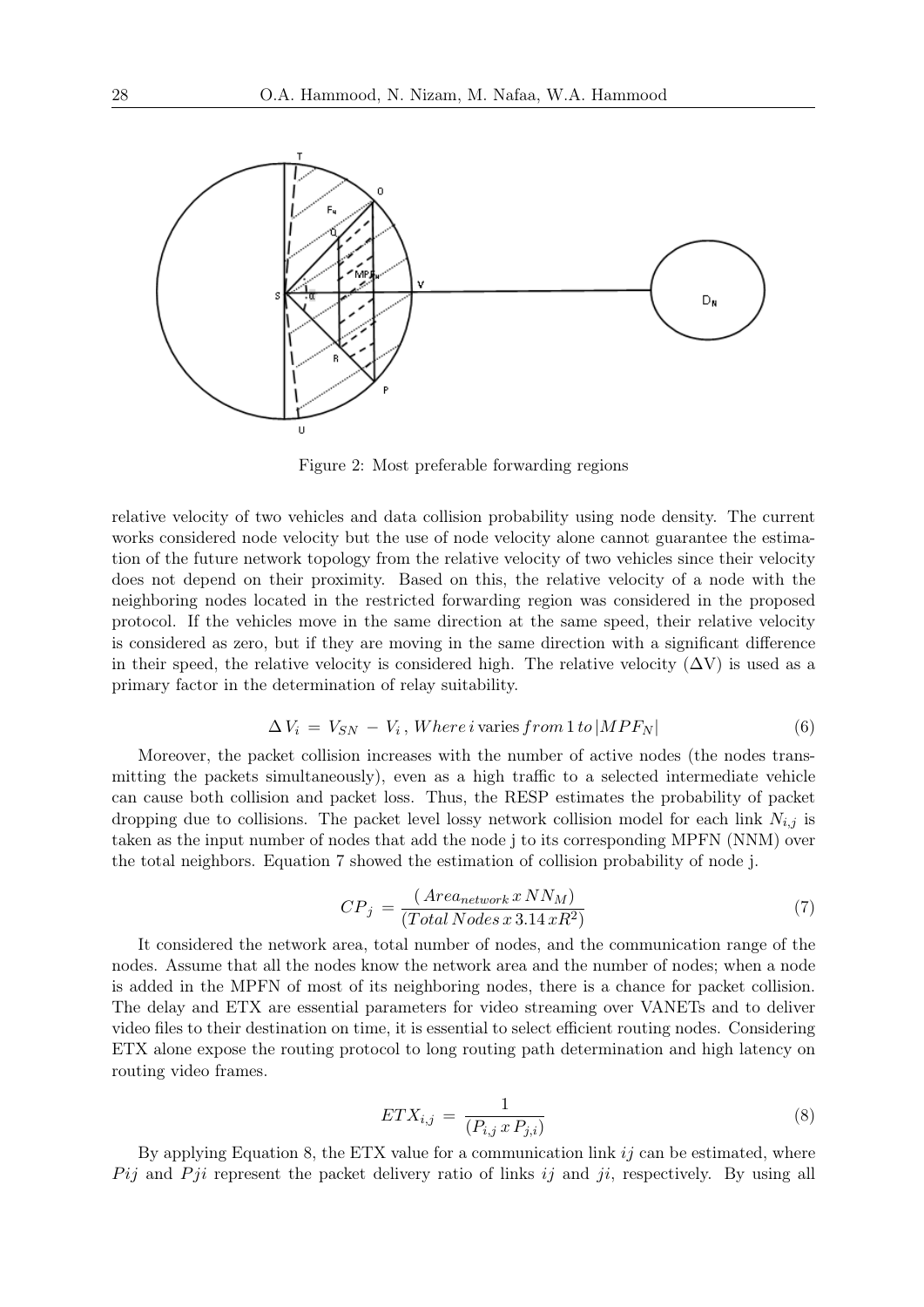Figure 2: Most preferable forwarding regions

relative velocity of two vehicles and data collision probability using node density. The current works considered node velocity but the use of node velocity alone cannot guarantee the estimation of the future network topology from the relative velocity of two vehicles since their velocity does not depend on their proximity. Based on this, the relative velocity of a node with the neighboring nodes located in the restricted forwarding region was considered in the proposed protocol. If the vehicles move in the same direction at the same speed, their relative velocity is considered as zero, but if they are moving in the same direction with a significant difference in their speed, the relative velocity is considered high. The relative velocity (ΔV) is used as a primary factor in the determination of relay suitability.

$$\Delta V_i = V_{SN} - V_i \, , Where \, i \text{ varies } from \, 1 \, to \, |MPF_N| \tag{6}$$

Moreover, the packet collision increases with the number of active nodes (the nodes transmitting the packets simultaneously), even as a high traffic to a selected intermediate vehicle can cause both collision and packet loss. Thus, the RESP estimates the probability of packet dropping due to collisions. The packet level lossy network collision model for each link $N_{i,j}$ is taken as the input number of nodes that add the node j to its corresponding MPFN (NNM) over the total neighbors. Equation 7 showed the estimation of collision probability of node j.

$$CP_j = \frac{(Area_{network} \, x \, NN_M)}{(Total \, Nodes \, x \, 3.14 \, xR^2)} \tag{7}$$

It considered the network area, total number of nodes, and the communication range of the nodes. Assume that all the nodes know the network area and the number of nodes; when a node is added in the MPFN of most of its neighboring nodes, there is a chance for packet collision. The delay and ETX are essential parameters for video streaming over VANETs and to deliver video files to their destination on time, it is essential to select efficient routing nodes. Considering ETX alone expose the routing protocol to long routing path determination and high latency on routing video frames.

$$ETX_{i,j} = \frac{1}{(P_{i,j} \, x \, P_{j,i})} \tag{8}$$

By applying Equation 8, the ETX value for a communication link $ij$ can be estimated, where $Pij$ and $Pji$ represent the packet delivery ratio of links $ij$ and $ji$, respectively. By using all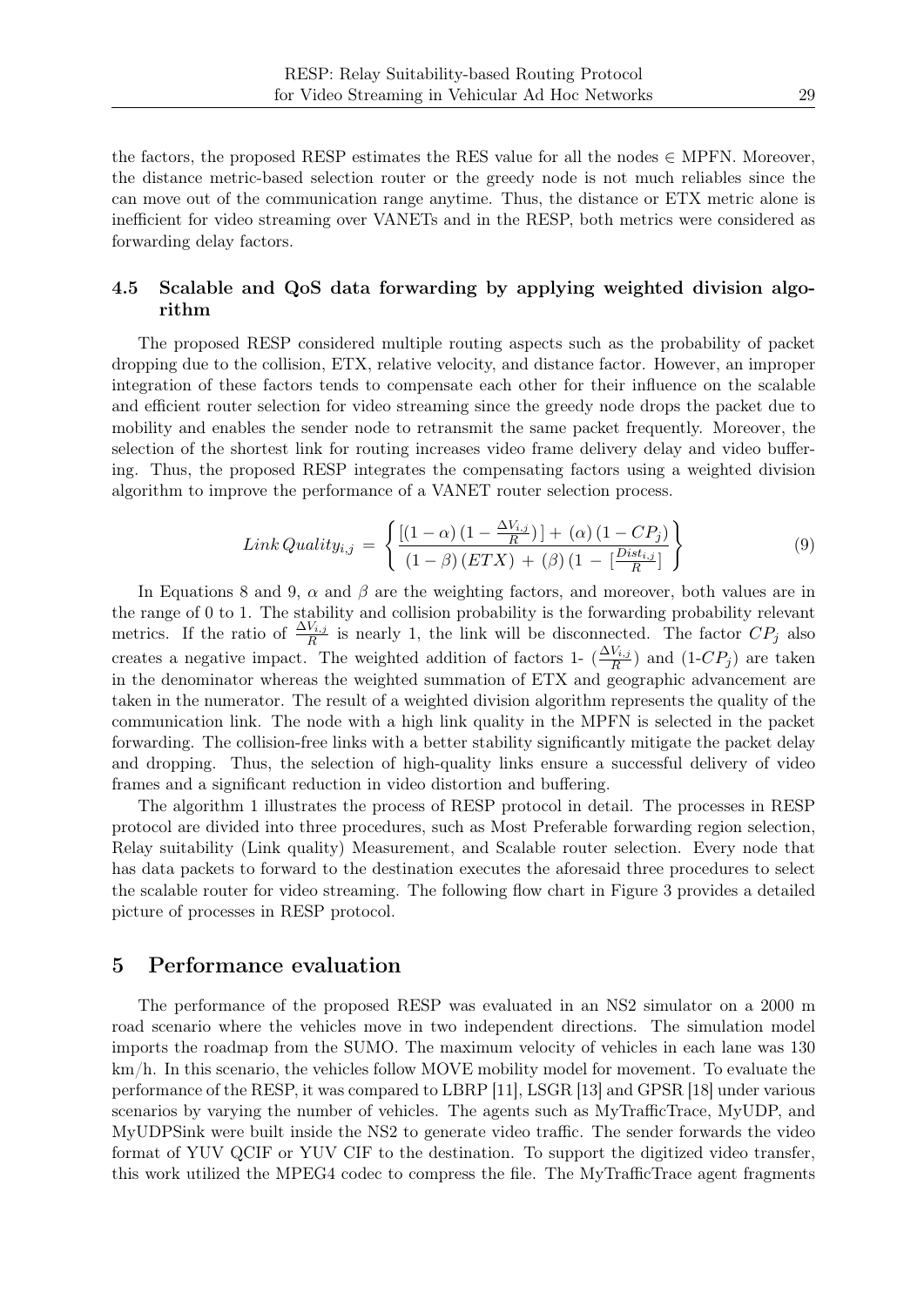the factors, the proposed RESP estimates the RES value for all the nodes ∈ MPFN. Moreover, the distance metric-based selection router or the greedy node is not much reliables since the can move out of the communication range anytime. Thus, the distance or ETX metric alone is inefficient for video streaming over VANETs and in the RESP, both metrics were considered as forwarding delay factors.

### 4.5 Scalable and QoS data forwarding by applying weighted division algorithm

The proposed RESP considered multiple routing aspects such as the probability of packet dropping due to the collision, ETX, relative velocity, and distance factor. However, an improper integration of these factors tends to compensate each other for their influence on the scalable and efficient router selection for video streaming since the greedy node drops the packet due to mobility and enables the sender node to retransmit the same packet frequently. Moreover, the selection of the shortest link for routing increases video frame delivery delay and video buffering. Thus, the proposed RESP integrates the compensating factors using a weighted division algorithm to improve the performance of a VANET router selection process.

$$Link\,Quality_{i,j} = \left\{ \frac{[(1-\alpha)\,(1-\frac{\Delta V_{i,j}}{R})] + (\alpha)\,(1-CP_j)}{(1-\beta)\,(ETX) + (\beta)\,(1-[\frac{Dist_{i,j}}{R}]} \right\} \tag{9}$$

In Equations 8 and 9, $\alpha$ and $\beta$ are the weighting factors, and moreover, both values are in the range of 0 to 1. The stability and collision probability is the forwarding probability relevant metrics. If the ratio of $\frac{\Delta V_{i,j}}{R}$ is nearly 1, the link will be disconnected. The factor $CP_j$ also creates a negative impact. The weighted addition of factors 1- $(\frac{\Delta V_{i,j}}{R})$ and (1-$CP_j$) are taken in the denominator whereas the weighted summation of ETX and geographic advancement are taken in the numerator. The result of a weighted division algorithm represents the quality of the communication link. The node with a high link quality in the MPFN is selected in the packet forwarding. The collision-free links with a better stability significantly mitigate the packet delay and dropping. Thus, the selection of high-quality links ensure a successful delivery of video frames and a significant reduction in video distortion and buffering.

The algorithm 1 illustrates the process of RESP protocol in detail. The processes in RESP protocol are divided into three procedures, such as Most Preferable forwarding region selection, Relay suitability (Link quality) Measurement, and Scalable router selection. Every node that has data packets to forward to the destination executes the aforesaid three procedures to select the scalable router for video streaming. The following flow chart in Figure 3 provides a detailed picture of processes in RESP protocol.

## 5 Performance evaluation

The performance of the proposed RESP was evaluated in an NS2 simulator on a 2000 m road scenario where the vehicles move in two independent directions. The simulation model imports the roadmap from the SUMO. The maximum velocity of vehicles in each lane was 130 km/h. In this scenario, the vehicles follow MOVE mobility model for movement. To evaluate the performance of the RESP, it was compared to LBRP [11], LSGR [13] and GPSR [18] under various scenarios by varying the number of vehicles. The agents such as MyTrafficTrace, MyUDP, and MyUDPSink were built inside the NS2 to generate video traffic. The sender forwards the video format of YUV QCIF or YUV CIF to the destination. To support the digitized video transfer, this work utilized the MPEG4 codec to compress the file. The MyTrafficTrace agent fragments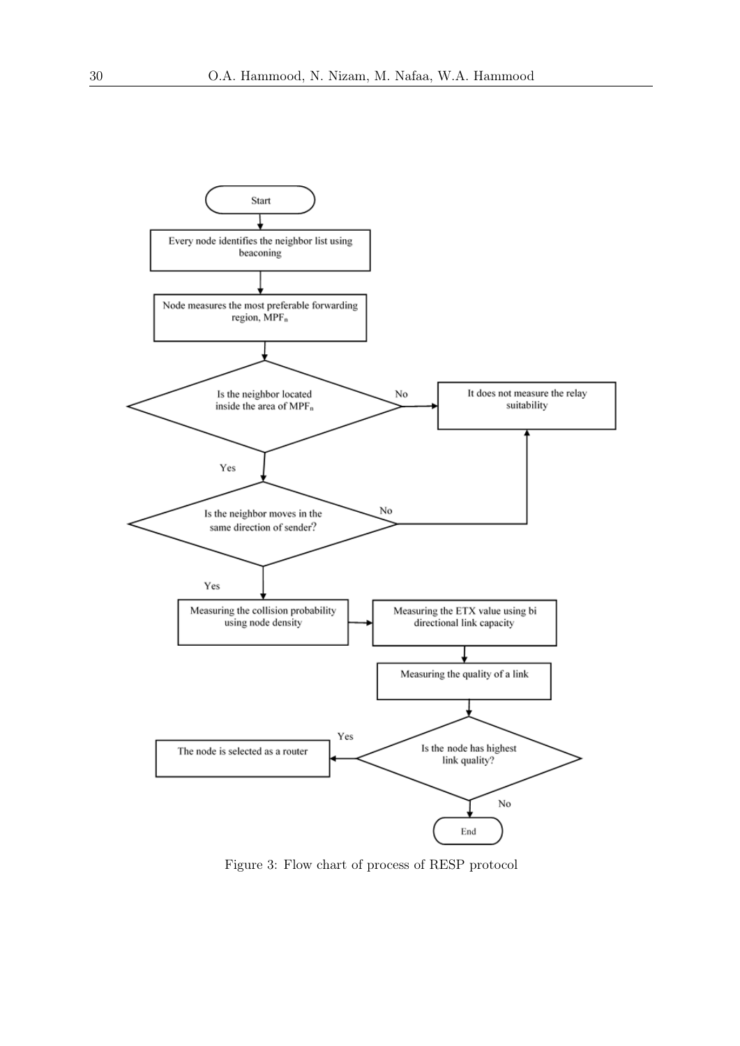```
Start
  ↓
Every node identifies the neighbor list using beaconing
  ↓
Node measures the most preferable forwarding region, MPF_n
  ↓
Is the neighbor located inside the area of MPF_n ?
  ├─ No  → It does not measure the relay suitability
  └─ Yes ↓
Is the neighbor moves in the same direction of sender?
  ├─ No  → It does not measure the relay suitability
  └─ Yes ↓
Measuring the collision probability using node density
  → Measuring the ETX value using bi directional link capacity
  ↓
Measuring the quality of a link
  ↓
Is the node has highest link quality?
  ├─ Yes → The node is selected as a router
  └─ No  → End
```

Figure 3: Flow chart of process of RESP protocol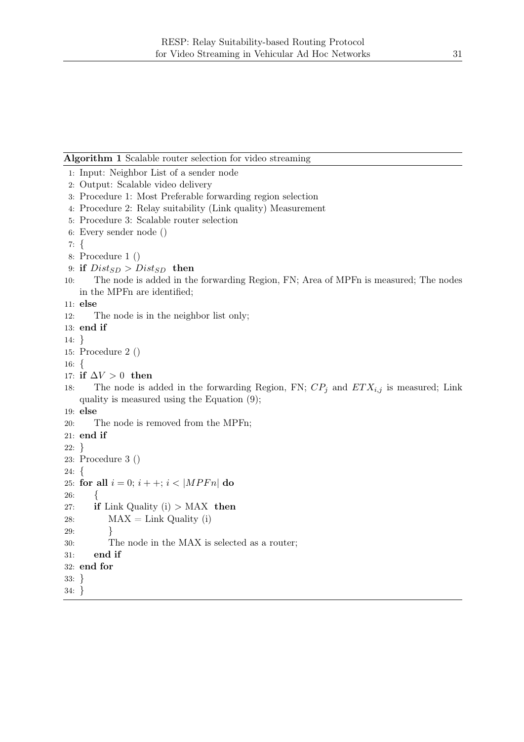**Algorithm 1** Scalable router selection for video streaming

```
1: Input: Neighbor List of a sender node
2: Output: Scalable video delivery
3: Procedure 1: Most Preferable forwarding region selection
4: Procedure 2: Relay suitability (Link quality) Measurement
5: Procedure 3: Scalable router selection
6: Every sender node ()
7: {
8: Procedure 1 ()
9: if Dist_SD > Dist_SD then
10:     The node is added in the forwarding Region, FN; Area of MPFn is measured; The nodes
        in the MPFn are identified;
11: else
12:     The node is in the neighbor list only;
13: end if
14: }
15: Procedure 2 ()
16: {
17: if ΔV > 0 then
18:     The node is added in the forwarding Region, FN; CP_j and ETX_{i,j} is measured; Link
        quality is measured using the Equation (9);
19: else
20:     The node is removed from the MPFn;
21: end if
22: }
23: Procedure 3 ()
24: {
25: for all i = 0; i++; i < |MPFn| do
26:     {
27:     if Link Quality (i) > MAX then
28:         MAX = Link Quality (i)
29:         }
30:         The node in the MAX is selected as a router;
31:     end if
32: end for
33: }
34: }
```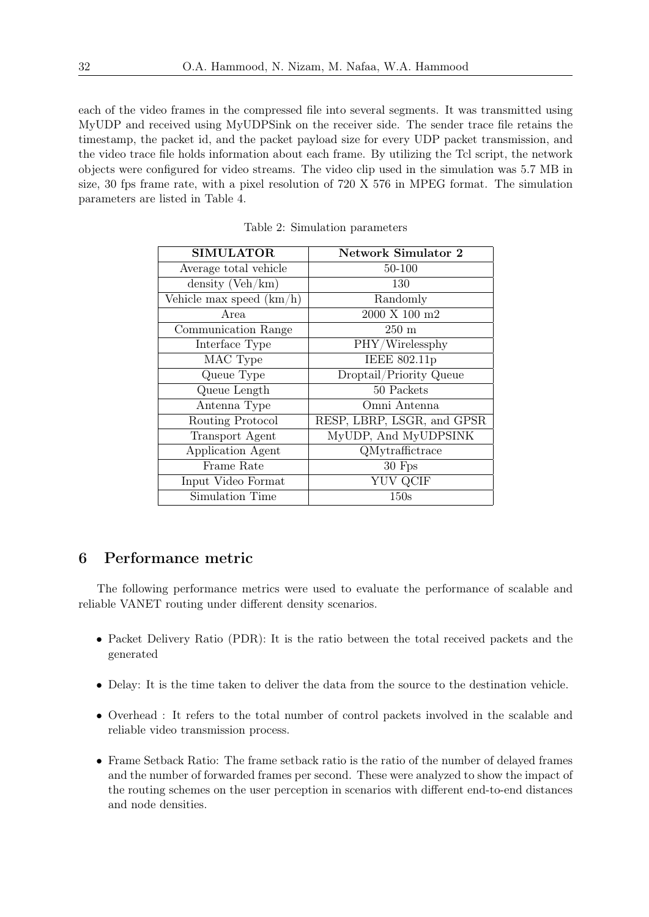each of the video frames in the compressed file into several segments. It was transmitted using MyUDP and received using MyUDPSink on the receiver side. The sender trace file retains the timestamp, the packet id, and the packet payload size for every UDP packet transmission, and the video trace file holds information about each frame. By utilizing the Tcl script, the network objects were configured for video streams. The video clip used in the simulation was 5.7 MB in size, 30 fps frame rate, with a pixel resolution of 720 X 576 in MPEG format. The simulation parameters are listed in Table 4.

Table 2: Simulation parameters

| **SIMULATOR** | **Network Simulator 2** |
|---|---|
| Average total vehicle | 50-100 |
| density (Veh/km) | 130 |
| Vehicle max speed (km/h) | Randomly |
| Area | 2000 X 100 m2 |
| Communication Range | 250 m |
| Interface Type | PHY/Wirelessphy |
| MAC Type | IEEE 802.11p |
| Queue Type | Droptail/Priority Queue |
| Queue Length | 50 Packets |
| Antenna Type | Omni Antenna |
| Routing Protocol | RESP, LBRP, LSGR, and GPSR |
| Transport Agent | MyUDP, And MyUDPSINK |
| Application Agent | QMytraffictrace |
| Frame Rate | 30 Fps |
| Input Video Format | YUV QCIF |
| Simulation Time | 150s |

## 6 Performance metric

The following performance metrics were used to evaluate the performance of scalable and reliable VANET routing under different density scenarios.

- Packet Delivery Ratio (PDR): It is the ratio between the total received packets and the generated
- Delay: It is the time taken to deliver the data from the source to the destination vehicle.
- Overhead : It refers to the total number of control packets involved in the scalable and reliable video transmission process.
- Frame Setback Ratio: The frame setback ratio is the ratio of the number of delayed frames and the number of forwarded frames per second. These were analyzed to show the impact of the routing schemes on the user perception in scenarios with different end-to-end distances and node densities.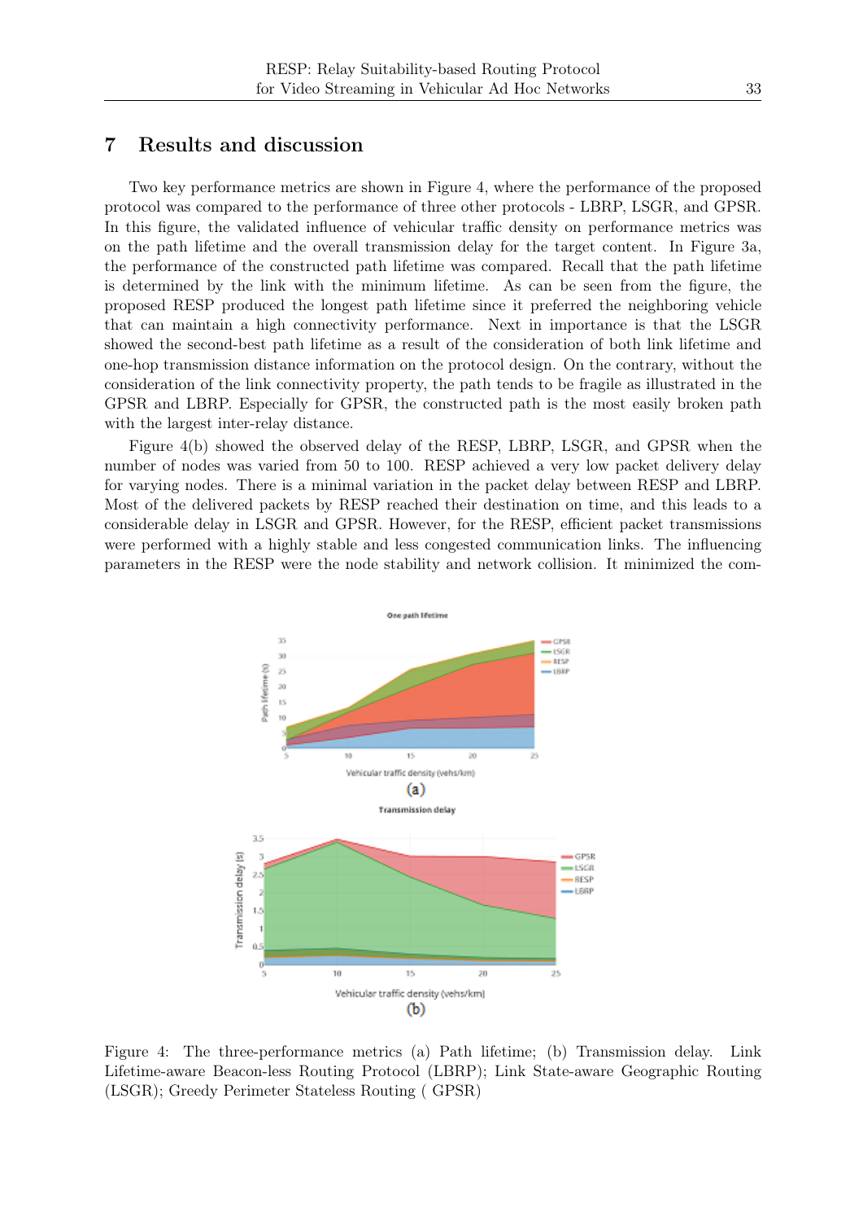## 7 Results and discussion

Two key performance metrics are shown in Figure 4, where the performance of the proposed protocol was compared to the performance of three other protocols - LBRP, LSGR, and GPSR. In this figure, the validated influence of vehicular traffic density on performance metrics was on the path lifetime and the overall transmission delay for the target content. In Figure 3a, the performance of the constructed path lifetime was compared. Recall that the path lifetime is determined by the link with the minimum lifetime. As can be seen from the figure, the proposed RESP produced the longest path lifetime since it preferred the neighboring vehicle that can maintain a high connectivity performance. Next in importance is that the LSGR showed the second-best path lifetime as a result of the consideration of both link lifetime and one-hop transmission distance information on the protocol design. On the contrary, without the consideration of the link connectivity property, the path tends to be fragile as illustrated in the GPSR and LBRP. Especially for GPSR, the constructed path is the most easily broken path with the largest inter-relay distance.

Figure 4(b) showed the observed delay of the RESP, LBRP, LSGR, and GPSR when the number of nodes was varied from 50 to 100. RESP achieved a very low packet delivery delay for varying nodes. There is a minimal variation in the packet delay between RESP and LBRP. Most of the delivered packets by RESP reached their destination on time, and this leads to a considerable delay in LSGR and GPSR. However, for the RESP, efficient packet transmissions were performed with a highly stable and less congested communication links. The influencing parameters in the RESP were the node stability and network collision. It minimized the com-

Figure 4: The three-performance metrics (a) Path lifetime; (b) Transmission delay. Link Lifetime-aware Beacon-less Routing Protocol (LBRP); Link State-aware Geographic Routing (LSGR); Greedy Perimeter Stateless Routing ( GPSR)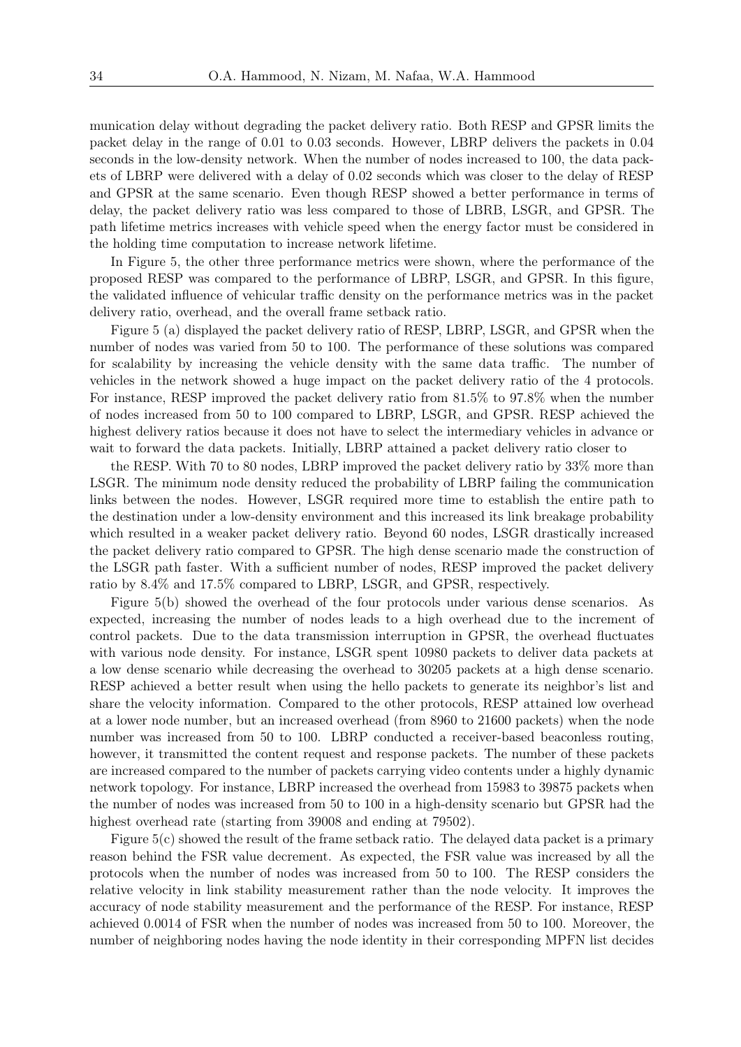munication delay without degrading the packet delivery ratio. Both RESP and GPSR limits the packet delay in the range of 0.01 to 0.03 seconds. However, LBRP delivers the packets in 0.04 seconds in the low-density network. When the number of nodes increased to 100, the data packets of LBRP were delivered with a delay of 0.02 seconds which was closer to the delay of RESP and GPSR at the same scenario. Even though RESP showed a better performance in terms of delay, the packet delivery ratio was less compared to those of LBRB, LSGR, and GPSR. The path lifetime metrics increases with vehicle speed when the energy factor must be considered in the holding time computation to increase network lifetime.

In Figure 5, the other three performance metrics were shown, where the performance of the proposed RESP was compared to the performance of LBRP, LSGR, and GPSR. In this figure, the validated influence of vehicular traffic density on the performance metrics was in the packet delivery ratio, overhead, and the overall frame setback ratio.

Figure 5 (a) displayed the packet delivery ratio of RESP, LBRP, LSGR, and GPSR when the number of nodes was varied from 50 to 100. The performance of these solutions was compared for scalability by increasing the vehicle density with the same data traffic. The number of vehicles in the network showed a huge impact on the packet delivery ratio of the 4 protocols. For instance, RESP improved the packet delivery ratio from 81.5% to 97.8% when the number of nodes increased from 50 to 100 compared to LBRP, LSGR, and GPSR. RESP achieved the highest delivery ratios because it does not have to select the intermediary vehicles in advance or wait to forward the data packets. Initially, LBRP attained a packet delivery ratio closer to

the RESP. With 70 to 80 nodes, LBRP improved the packet delivery ratio by 33% more than LSGR. The minimum node density reduced the probability of LBRP failing the communication links between the nodes. However, LSGR required more time to establish the entire path to the destination under a low-density environment and this increased its link breakage probability which resulted in a weaker packet delivery ratio. Beyond 60 nodes, LSGR drastically increased the packet delivery ratio compared to GPSR. The high dense scenario made the construction of the LSGR path faster. With a sufficient number of nodes, RESP improved the packet delivery ratio by 8.4% and 17.5% compared to LBRP, LSGR, and GPSR, respectively.

Figure 5(b) showed the overhead of the four protocols under various dense scenarios. As expected, increasing the number of nodes leads to a high overhead due to the increment of control packets. Due to the data transmission interruption in GPSR, the overhead fluctuates with various node density. For instance, LSGR spent 10980 packets to deliver data packets at a low dense scenario while decreasing the overhead to 30205 packets at a high dense scenario. RESP achieved a better result when using the hello packets to generate its neighbor's list and share the velocity information. Compared to the other protocols, RESP attained low overhead at a lower node number, but an increased overhead (from 8960 to 21600 packets) when the node number was increased from 50 to 100. LBRP conducted a receiver-based beaconless routing, however, it transmitted the content request and response packets. The number of these packets are increased compared to the number of packets carrying video contents under a highly dynamic network topology. For instance, LBRP increased the overhead from 15983 to 39875 packets when the number of nodes was increased from 50 to 100 in a high-density scenario but GPSR had the highest overhead rate (starting from 39008 and ending at 79502).

Figure 5(c) showed the result of the frame setback ratio. The delayed data packet is a primary reason behind the FSR value decrement. As expected, the FSR value was increased by all the protocols when the number of nodes was increased from 50 to 100. The RESP considers the relative velocity in link stability measurement rather than the node velocity. It improves the accuracy of node stability measurement and the performance of the RESP. For instance, RESP achieved 0.0014 of FSR when the number of nodes was increased from 50 to 100. Moreover, the number of neighboring nodes having the node identity in their corresponding MPFN list decides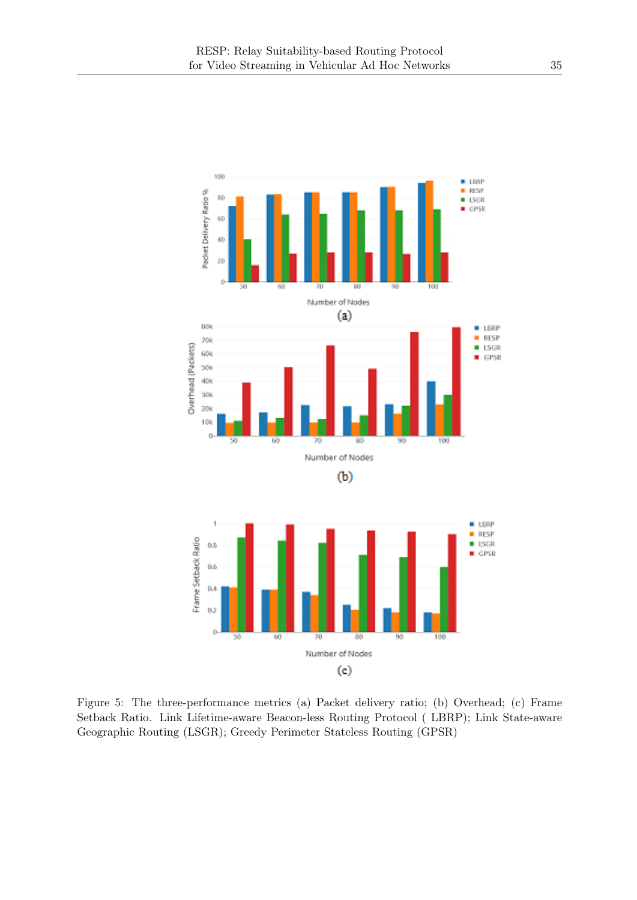Figure 5: The three-performance metrics (a) Packet delivery ratio; (b) Overhead; (c) Frame Setback Ratio. Link Lifetime-aware Beacon-less Routing Protocol ( LBRP); Link State-aware Geographic Routing (LSGR); Greedy Perimeter Stateless Routing (GPSR)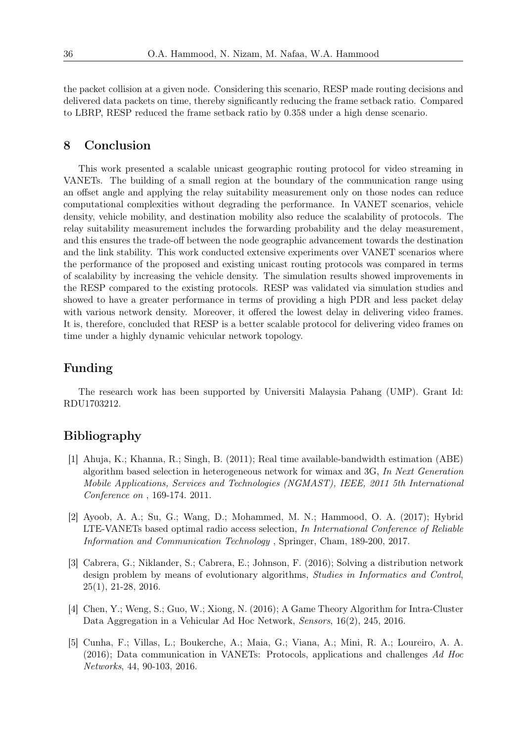the packet collision at a given node. Considering this scenario, RESP made routing decisions and delivered data packets on time, thereby significantly reducing the frame setback ratio. Compared to LBRP, RESP reduced the frame setback ratio by 0.358 under a high dense scenario.

## 8 Conclusion

This work presented a scalable unicast geographic routing protocol for video streaming in VANETs. The building of a small region at the boundary of the communication range using an offset angle and applying the relay suitability measurement only on those nodes can reduce computational complexities without degrading the performance. In VANET scenarios, vehicle density, vehicle mobility, and destination mobility also reduce the scalability of protocols. The relay suitability measurement includes the forwarding probability and the delay measurement, and this ensures the trade-off between the node geographic advancement towards the destination and the link stability. This work conducted extensive experiments over VANET scenarios where the performance of the proposed and existing unicast routing protocols was compared in terms of scalability by increasing the vehicle density. The simulation results showed improvements in the RESP compared to the existing protocols. RESP was validated via simulation studies and showed to have a greater performance in terms of providing a high PDR and less packet delay with various network density. Moreover, it offered the lowest delay in delivering video frames. It is, therefore, concluded that RESP is a better scalable protocol for delivering video frames on time under a highly dynamic vehicular network topology.

## Funding

The research work has been supported by Universiti Malaysia Pahang (UMP). Grant Id: RDU1703212.

## Bibliography

[1] Ahuja, K.; Khanna, R.; Singh, B. (2011); Real time available-bandwidth estimation (ABE) algorithm based selection in heterogeneous network for wimax and 3G, *In Next Generation Mobile Applications, Services and Technologies (NGMAST), IEEE, 2011 5th International Conference on* , 169-174. 2011.

[2] Ayoob, A. A.; Su, G.; Wang, D.; Mohammed, M. N.; Hammood, O. A. (2017); Hybrid LTE-VANETs based optimal radio access selection, *In International Conference of Reliable Information and Communication Technology* , Springer, Cham, 189-200, 2017.

[3] Cabrera, G.; Niklander, S.; Cabrera, E.; Johnson, F. (2016); Solving a distribution network design problem by means of evolutionary algorithms, *Studies in Informatics and Control*, 25(1), 21-28, 2016.

[4] Chen, Y.; Weng, S.; Guo, W.; Xiong, N. (2016); A Game Theory Algorithm for Intra-Cluster Data Aggregation in a Vehicular Ad Hoc Network, *Sensors*, 16(2), 245, 2016.

[5] Cunha, F.; Villas, L.; Boukerche, A.; Maia, G.; Viana, A.; Mini, R. A.; Loureiro, A. A. (2016); Data communication in VANETs: Protocols, applications and challenges *Ad Hoc Networks*, 44, 90-103, 2016.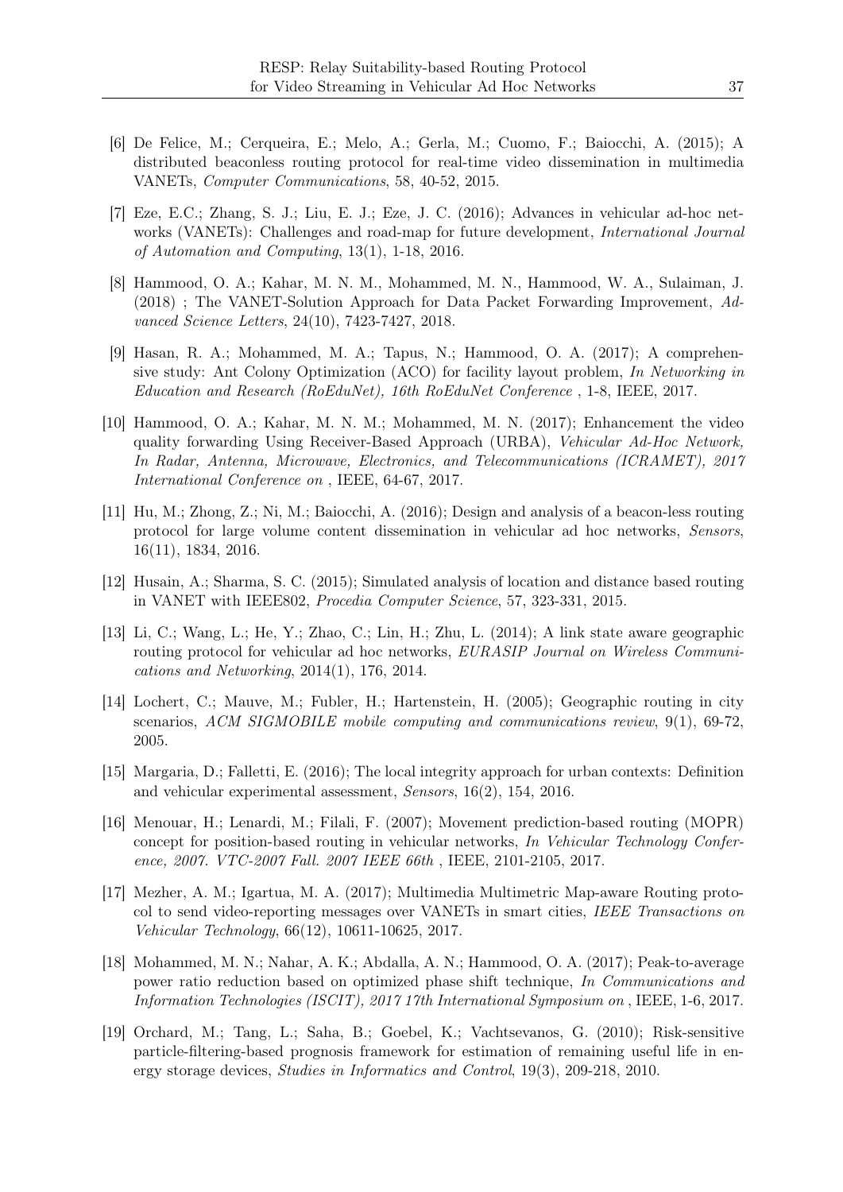[6] De Felice, M.; Cerqueira, E.; Melo, A.; Gerla, M.; Cuomo, F.; Baiocchi, A. (2015); A distributed beaconless routing protocol for real-time video dissemination in multimedia VANETs, *Computer Communications*, 58, 40-52, 2015.

[7] Eze, E.C.; Zhang, S. J.; Liu, E. J.; Eze, J. C. (2016); Advances in vehicular ad-hoc networks (VANETs): Challenges and road-map for future development, *International Journal of Automation and Computing*, 13(1), 1-18, 2016.

[8] Hammood, O. A.; Kahar, M. N. M., Mohammed, M. N., Hammood, W. A., Sulaiman, J. (2018) ; The VANET-Solution Approach for Data Packet Forwarding Improvement, *Advanced Science Letters*, 24(10), 7423-7427, 2018.

[9] Hasan, R. A.; Mohammed, M. A.; Tapus, N.; Hammood, O. A. (2017); A comprehensive study: Ant Colony Optimization (ACO) for facility layout problem, *In Networking in Education and Research (RoEduNet), 16th RoEduNet Conference* , 1-8, IEEE, 2017.

[10] Hammood, O. A.; Kahar, M. N. M.; Mohammed, M. N. (2017); Enhancement the video quality forwarding Using Receiver-Based Approach (URBA), *Vehicular Ad-Hoc Network, In Radar, Antenna, Microwave, Electronics, and Telecommunications (ICRAMET), 2017 International Conference on* , IEEE, 64-67, 2017.

[11] Hu, M.; Zhong, Z.; Ni, M.; Baiocchi, A. (2016); Design and analysis of a beacon-less routing protocol for large volume content dissemination in vehicular ad hoc networks, *Sensors*, 16(11), 1834, 2016.

[12] Husain, A.; Sharma, S. C. (2015); Simulated analysis of location and distance based routing in VANET with IEEE802, *Procedia Computer Science*, 57, 323-331, 2015.

[13] Li, C.; Wang, L.; He, Y.; Zhao, C.; Lin, H.; Zhu, L. (2014); A link state aware geographic routing protocol for vehicular ad hoc networks, *EURASIP Journal on Wireless Communications and Networking*, 2014(1), 176, 2014.

[14] Lochert, C.; Mauve, M.; Fubler, H.; Hartenstein, H. (2005); Geographic routing in city scenarios, *ACM SIGMOBILE mobile computing and communications review*, 9(1), 69-72, 2005.

[15] Margaria, D.; Falletti, E. (2016); The local integrity approach for urban contexts: Definition and vehicular experimental assessment, *Sensors*, 16(2), 154, 2016.

[16] Menouar, H.; Lenardi, M.; Filali, F. (2007); Movement prediction-based routing (MOPR) concept for position-based routing in vehicular networks, *In Vehicular Technology Conference, 2007. VTC-2007 Fall. 2007 IEEE 66th* , IEEE, 2101-2105, 2017.

[17] Mezher, A. M.; Igartua, M. A. (2017); Multimedia Multimetric Map-aware Routing protocol to send video-reporting messages over VANETs in smart cities, *IEEE Transactions on Vehicular Technology*, 66(12), 10611-10625, 2017.

[18] Mohammed, M. N.; Nahar, A. K.; Abdalla, A. N.; Hammood, O. A. (2017); Peak-to-average power ratio reduction based on optimized phase shift technique, *In Communications and Information Technologies (ISCIT), 2017 17th International Symposium on* , IEEE, 1-6, 2017.

[19] Orchard, M.; Tang, L.; Saha, B.; Goebel, K.; Vachtsevanos, G. (2010); Risk-sensitive particle-filtering-based prognosis framework for estimation of remaining useful life in energy storage devices, *Studies in Informatics and Control*, 19(3), 209-218, 2010.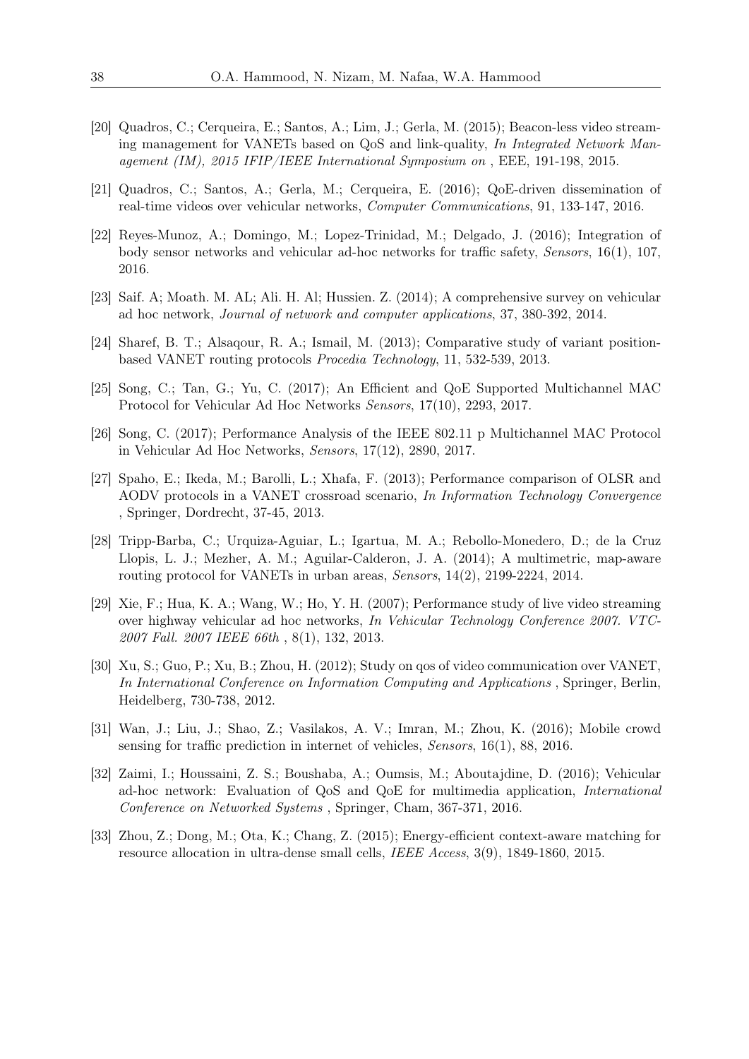[20] Quadros, C.; Cerqueira, E.; Santos, A.; Lim, J.; Gerla, M. (2015); Beacon-less video streaming management for VANETs based on QoS and link-quality, *In Integrated Network Management (IM), 2015 IFIP/IEEE International Symposium on* , EEE, 191-198, 2015.

[21] Quadros, C.; Santos, A.; Gerla, M.; Cerqueira, E. (2016); QoE-driven dissemination of real-time videos over vehicular networks, *Computer Communications*, 91, 133-147, 2016.

[22] Reyes-Munoz, A.; Domingo, M.; Lopez-Trinidad, M.; Delgado, J. (2016); Integration of body sensor networks and vehicular ad-hoc networks for traffic safety, *Sensors*, 16(1), 107, 2016.

[23] Saif. A; Moath. M. AL; Ali. H. Al; Hussien. Z. (2014); A comprehensive survey on vehicular ad hoc network, *Journal of network and computer applications*, 37, 380-392, 2014.

[24] Sharef, B. T.; Alsaqour, R. A.; Ismail, M. (2013); Comparative study of variant position-based VANET routing protocols *Procedia Technology*, 11, 532-539, 2013.

[25] Song, C.; Tan, G.; Yu, C. (2017); An Efficient and QoE Supported Multichannel MAC Protocol for Vehicular Ad Hoc Networks *Sensors*, 17(10), 2293, 2017.

[26] Song, C. (2017); Performance Analysis of the IEEE 802.11 p Multichannel MAC Protocol in Vehicular Ad Hoc Networks, *Sensors*, 17(12), 2890, 2017.

[27] Spaho, E.; Ikeda, M.; Barolli, L.; Xhafa, F. (2013); Performance comparison of OLSR and AODV protocols in a VANET crossroad scenario, *In Information Technology Convergence* , Springer, Dordrecht, 37-45, 2013.

[28] Tripp-Barba, C.; Urquiza-Aguiar, L.; Igartua, M. A.; Rebollo-Monedero, D.; de la Cruz Llopis, L. J.; Mezher, A. M.; Aguilar-Calderon, J. A. (2014); A multimetric, map-aware routing protocol for VANETs in urban areas, *Sensors*, 14(2), 2199-2224, 2014.

[29] Xie, F.; Hua, K. A.; Wang, W.; Ho, Y. H. (2007); Performance study of live video streaming over highway vehicular ad hoc networks, *In Vehicular Technology Conference 2007. VTC-2007 Fall. 2007 IEEE 66th* , 8(1), 132, 2013.

[30] Xu, S.; Guo, P.; Xu, B.; Zhou, H. (2012); Study on qos of video communication over VANET, *In International Conference on Information Computing and Applications* , Springer, Berlin, Heidelberg, 730-738, 2012.

[31] Wan, J.; Liu, J.; Shao, Z.; Vasilakos, A. V.; Imran, M.; Zhou, K. (2016); Mobile crowd sensing for traffic prediction in internet of vehicles, *Sensors*, 16(1), 88, 2016.

[32] Zaimi, I.; Houssaini, Z. S.; Boushaba, A.; Oumsis, M.; Aboutajdine, D. (2016); Vehicular ad-hoc network: Evaluation of QoS and QoE for multimedia application, *International Conference on Networked Systems* , Springer, Cham, 367-371, 2016.

[33] Zhou, Z.; Dong, M.; Ota, K.; Chang, Z. (2015); Energy-efficient context-aware matching for resource allocation in ultra-dense small cells, *IEEE Access*, 3(9), 1849-1860, 2015.